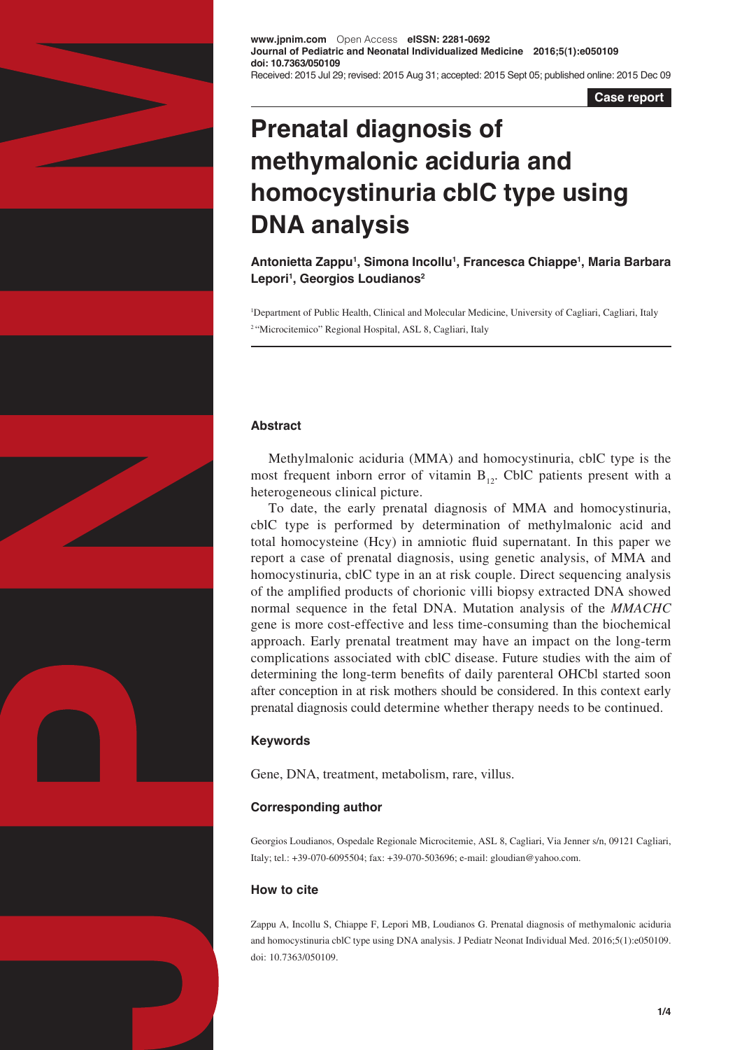www.jpnim.com Open Access eISSN: 2281-0692
**Journal of Pediatric and Neonatal Individualized Medicine 2016;5(1):e050109**
**doi: 10.7363/050109**
Received: 2015 Jul 29; revised: 2015 Aug 31; accepted: 2015 Sept 05; published online: 2015 Dec 09

**Case report**

# Prenatal diagnosis of methymalonic aciduria and homocystinuria cblC type using DNA analysis

**Antonietta Zappu[1], Simona Incollu[1], Francesca Chiappe[1], Maria Barbara Lepori[1], Georgios Loudianos[2]**

[1]Department of Public Health, Clinical and Molecular Medicine, University of Cagliari, Cagliari, Italy
[2]"Microcitemico" Regional Hospital, ASL 8, Cagliari, Italy

## Abstract

Methylmalonic aciduria (MMA) and homocystinuria, cblC type is the most frequent inborn error of vitamin $B_{12}$. CblC patients present with a heterogeneous clinical picture.

To date, the early prenatal diagnosis of MMA and homocystinuria, cblC type is performed by determination of methylmalonic acid and total homocysteine (Hcy) in amniotic fluid supernatant. In this paper we report a case of prenatal diagnosis, using genetic analysis, of MMA and homocystinuria, cblC type in an at risk couple. Direct sequencing analysis of the amplified products of chorionic villi biopsy extracted DNA showed normal sequence in the fetal DNA. Mutation analysis of the *MMACHC* gene is more cost-effective and less time-consuming than the biochemical approach. Early prenatal treatment may have an impact on the long-term complications associated with cblC disease. Future studies with the aim of determining the long-term benefits of daily parenteral OHCbl started soon after conception in at risk mothers should be considered. In this context early prenatal diagnosis could determine whether therapy needs to be continued.

## Keywords

Gene, DNA, treatment, metabolism, rare, villus.

## Corresponding author

Georgios Loudianos, Ospedale Regionale Microcitemie, ASL 8, Cagliari, Via Jenner s/n, 09121 Cagliari, Italy; tel.: +39-070-6095504; fax: +39-070-503696; e-mail: gloudian@yahoo.com.

## How to cite

Zappu A, Incollu S, Chiappe F, Lepori MB, Loudianos G. Prenatal diagnosis of methymalonic aciduria and homocystinuria cblC type using DNA analysis. J Pediatr Neonat Individual Med. 2016;5(1):e050109. doi: 10.7363/050109.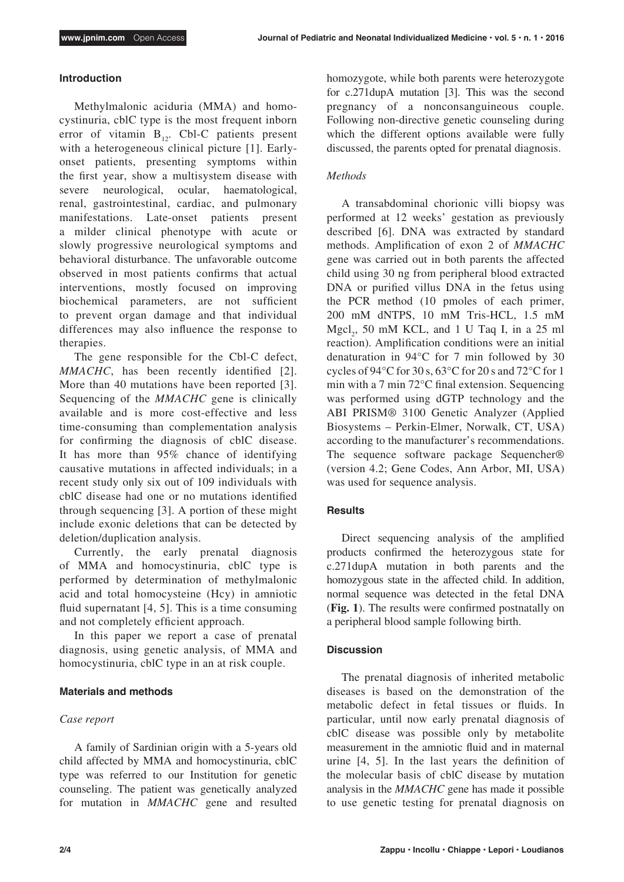## Introduction

Methylmalonic aciduria (MMA) and homocystinuria, cblC type is the most frequent inborn error of vitamin $B_{12}$. Cbl-C patients present with a heterogeneous clinical picture [1]. Early-onset patients, presenting symptoms within the first year, show a multisystem disease with severe neurological, ocular, haematological, renal, gastrointestinal, cardiac, and pulmonary manifestations. Late-onset patients present a milder clinical phenotype with acute or slowly progressive neurological symptoms and behavioral disturbance. The unfavorable outcome observed in most patients confirms that actual interventions, mostly focused on improving biochemical parameters, are not sufficient to prevent organ damage and that individual differences may also influence the response to therapies.

The gene responsible for the Cbl-C defect, *MMACHC*, has been recently identified [2]. More than 40 mutations have been reported [3]. Sequencing of the *MMACHC* gene is clinically available and is more cost-effective and less time-consuming than complementation analysis for confirming the diagnosis of cblC disease. It has more than 95% chance of identifying causative mutations in affected individuals; in a recent study only six out of 109 individuals with cblC disease had one or no mutations identified through sequencing [3]. A portion of these might include exonic deletions that can be detected by deletion/duplication analysis.

Currently, the early prenatal diagnosis of MMA and homocystinuria, cblC type is performed by determination of methylmalonic acid and total homocysteine (Hcy) in amniotic fluid supernatant [4, 5]. This is a time consuming and not completely efficient approach.

In this paper we report a case of prenatal diagnosis, using genetic analysis, of MMA and homocystinuria, cblC type in an at risk couple.

## Materials and methods

### *Case report*

A family of Sardinian origin with a 5-years old child affected by MMA and homocystinuria, cblC type was referred to our Institution for genetic counseling. The patient was genetically analyzed for mutation in *MMACHC* gene and resulted homozygote, while both parents were heterozygote for c.271dupA mutation [3]. This was the second pregnancy of a nonconsanguineous couple. Following non-directive genetic counseling during which the different options available were fully discussed, the parents opted for prenatal diagnosis.

### *Methods*

A transabdominal chorionic villi biopsy was performed at 12 weeks' gestation as previously described [6]. DNA was extracted by standard methods. Amplification of exon 2 of *MMACHC* gene was carried out in both parents the affected child using 30 ng from peripheral blood extracted DNA or purified villus DNA in the fetus using the PCR method (10 pmoles of each primer, 200 mM dNTPS, 10 mM Tris-HCL, 1.5 mM $Mgcl_2$, 50 mM KCL, and 1 U Taq I, in a 25 ml reaction). Amplification conditions were an initial denaturation in 94°C for 7 min followed by 30 cycles of 94°C for 30 s, 63°C for 20 s and 72°C for 1 min with a 7 min 72°C final extension. Sequencing was performed using dGTP technology and the ABI PRISM® 3100 Genetic Analyzer (Applied Biosystems – Perkin-Elmer, Norwalk, CT, USA) according to the manufacturer's recommendations. The sequence software package Sequencher® (version 4.2; Gene Codes, Ann Arbor, MI, USA) was used for sequence analysis.

## Results

Direct sequencing analysis of the amplified products confirmed the heterozygous state for c.271dupA mutation in both parents and the homozygous state in the affected child. In addition, normal sequence was detected in the fetal DNA (**Fig. 1**). The results were confirmed postnatally on a peripheral blood sample following birth.

## Discussion

The prenatal diagnosis of inherited metabolic diseases is based on the demonstration of the metabolic defect in fetal tissues or fluids. In particular, until now early prenatal diagnosis of cblC disease was possible only by metabolite measurement in the amniotic fluid and in maternal urine [4, 5]. In the last years the definition of the molecular basis of cblC disease by mutation analysis in the *MMACHC* gene has made it possible to use genetic testing for prenatal diagnosis on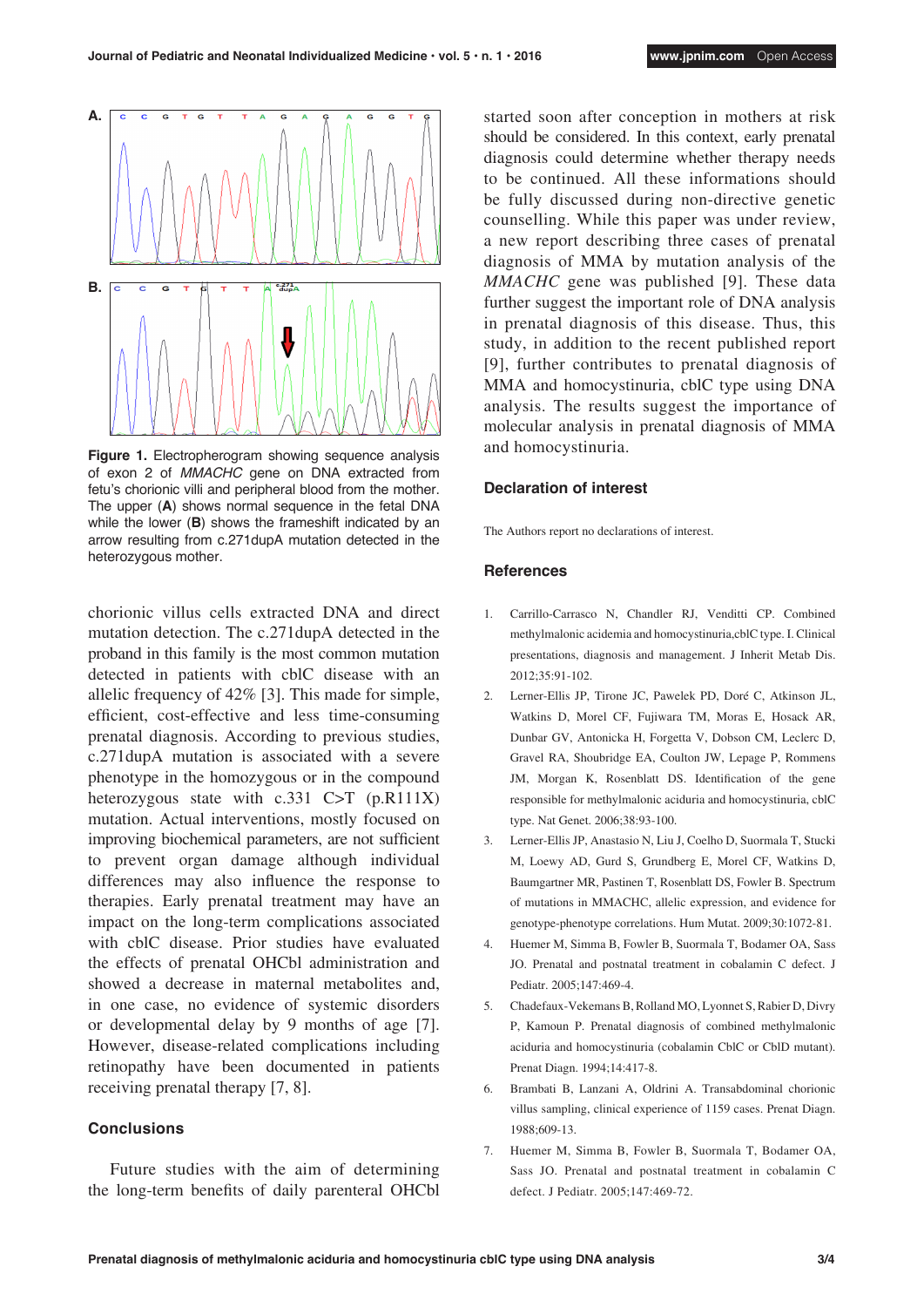**Figure 1.** Electropherogram showing sequence analysis of exon 2 of *MMACHC* gene on DNA extracted from fetu's chorionic villi and peripheral blood from the mother. The upper (**A**) shows normal sequence in the fetal DNA while the lower (**B**) shows the frameshift indicated by an arrow resulting from c.271dupA mutation detected in the heterozygous mother.

chorionic villus cells extracted DNA and direct mutation detection. The c.271dupA detected in the proband in this family is the most common mutation detected in patients with cblC disease with an allelic frequency of 42% [3]. This made for simple, efficient, cost-effective and less time-consuming prenatal diagnosis. According to previous studies, c.271dupA mutation is associated with a severe phenotype in the homozygous or in the compound heterozygous state with c.331 C>T (p.R111X) mutation. Actual interventions, mostly focused on improving biochemical parameters, are not sufficient to prevent organ damage although individual differences may also influence the response to therapies. Early prenatal treatment may have an impact on the long-term complications associated with cblC disease. Prior studies have evaluated the effects of prenatal OHCbl administration and showed a decrease in maternal metabolites and, in one case, no evidence of systemic disorders or developmental delay by 9 months of age [7]. However, disease-related complications including retinopathy have been documented in patients receiving prenatal therapy [7, 8].

## Conclusions

Future studies with the aim of determining the long-term benefits of daily parenteral OHCbl started soon after conception in mothers at risk should be considered. In this context, early prenatal diagnosis could determine whether therapy needs to be continued. All these informations should be fully discussed during non-directive genetic counselling. While this paper was under review, a new report describing three cases of prenatal diagnosis of MMA by mutation analysis of the *MMACHC* gene was published [9]. These data further suggest the important role of DNA analysis in prenatal diagnosis of this disease. Thus, this study, in addition to the recent published report [9], further contributes to prenatal diagnosis of MMA and homocystinuria, cblC type using DNA analysis. The results suggest the importance of molecular analysis in prenatal diagnosis of MMA and homocystinuria.

## Declaration of interest

The Authors report no declarations of interest.

## References

1. Carrillo-Carrasco N, Chandler RJ, Venditti CP. Combined methylmalonic acidemia and homocystinuria,cblC type. I. Clinical presentations, diagnosis and management. J Inherit Metab Dis. 2012;35:91-102.
2. Lerner-Ellis JP, Tirone JC, Pawelek PD, Doré C, Atkinson JL, Watkins D, Morel CF, Fujiwara TM, Moras E, Hosack AR, Dunbar GV, Antonicka H, Forgetta V, Dobson CM, Leclerc D, Gravel RA, Shoubridge EA, Coulton JW, Lepage P, Rommens JM, Morgan K, Rosenblatt DS. Identification of the gene responsible for methylmalonic aciduria and homocystinuria, cblC type. Nat Genet. 2006;38:93-100.
3. Lerner-Ellis JP, Anastasio N, Liu J, Coelho D, Suormala T, Stucki M, Loewy AD, Gurd S, Grundberg E, Morel CF, Watkins D, Baumgartner MR, Pastinen T, Rosenblatt DS, Fowler B. Spectrum of mutations in MMACHC, allelic expression, and evidence for genotype-phenotype correlations. Hum Mutat. 2009;30:1072-81.
4. Huemer M, Simma B, Fowler B, Suormala T, Bodamer OA, Sass JO. Prenatal and postnatal treatment in cobalamin C defect. J Pediatr. 2005;147:469-4.
5. Chadefaux-Vekemans B, Rolland MO, Lyonnet S, Rabier D, Divry P, Kamoun P. Prenatal diagnosis of combined methylmalonic aciduria and homocystinuria (cobalamin CblC or CblD mutant). Prenat Diagn. 1994;14:417-8.
6. Brambati B, Lanzani A, Oldrini A. Transabdominal chorionic villus sampling, clinical experience of 1159 cases. Prenat Diagn. 1988;609-13.
7. Huemer M, Simma B, Fowler B, Suormala T, Bodamer OA, Sass JO. Prenatal and postnatal treatment in cobalamin C defect. J Pediatr. 2005;147:469-72.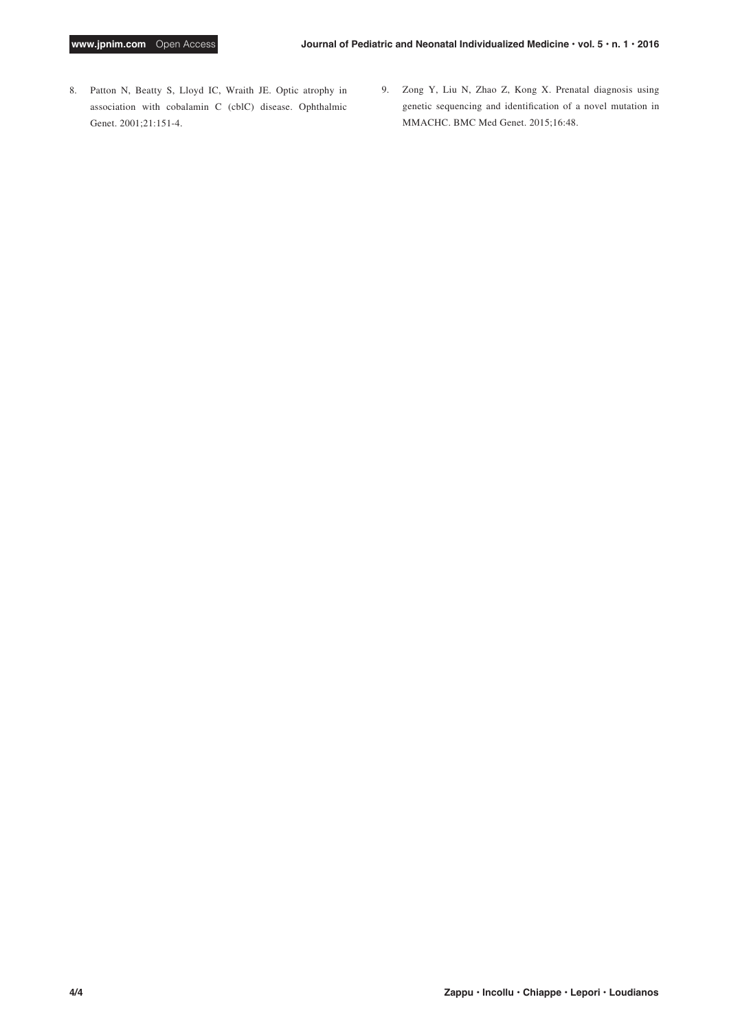8. Patton N, Beatty S, Lloyd IC, Wraith JE. Optic atrophy in association with cobalamin C (cblC) disease. Ophthalmic Genet. 2001;21:151-4.

9. Zong Y, Liu N, Zhao Z, Kong X. Prenatal diagnosis using genetic sequencing and identification of a novel mutation in MMACHC. BMC Med Genet. 2015;16:48.